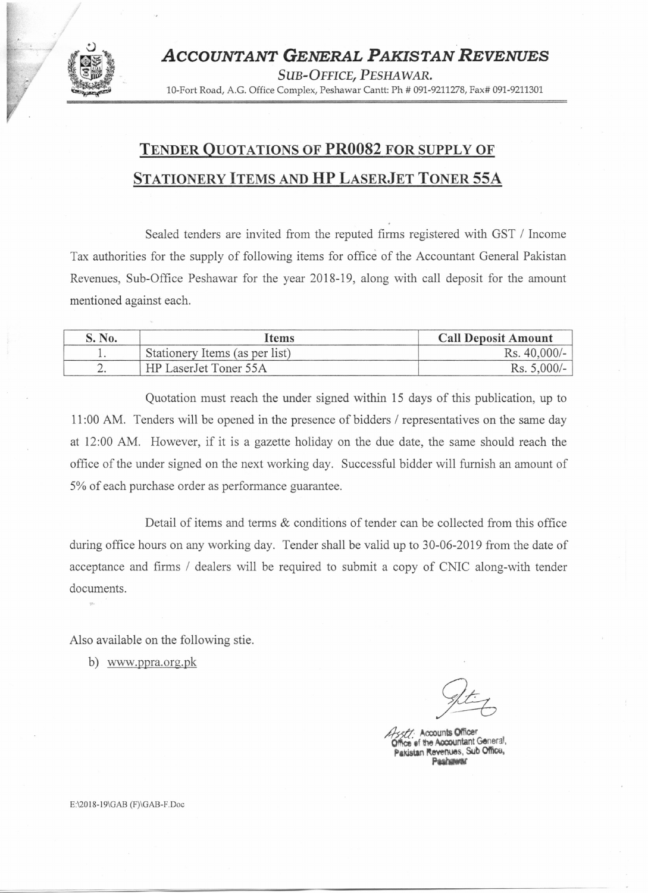# *Accountant General Pakistan Revenues*

*Sub-Office, Peshawar.*

10-Fort Road, A.G. Office Complex, Peshawar Cantt: Ph # 091-9211278, Fax# 091-9211301

## TENDER QUOTATIONS OF PR0082 FOR SUPPLY OF STATIONERY ITEMS AND HP LASERJET TONER 55A

Sealed tenders are invited from the reputed firms registered with GST / Income Tax authorities for the supply of following items for office of the Accountant General Pakistan Revenues, Sub-Office Peshawar for the year 2018-19, along with call deposit for the amount mentioned against each.

| S. No. | Items | Call Deposit Amount |
|---|---|---|
| 1. | Stationery Items (as per list) | Rs. 40,000/- |
| 2. | HP LaserJet Toner 55A | Rs. 5,000/- |

Quotation must reach the under signed within 15 days of this publication, up to 11:00 AM. Tenders will be opened in the presence of bidders / representatives on the same day at 12:00 AM. However, if it is a gazette holiday on the due date, the same should reach the office of the under signed on the next working day. Successful bidder will furnish an amount of 5% of each purchase order as performance guarantee.

Detail of items and terms & conditions of tender can be collected from this office during office hours on any working day. Tender shall be valid up to 30-06-2019 from the date of acceptance and firms / dealers will be required to submit a copy of CNIC along-with tender documents.

Also available on the following stie.

b) www.ppra.org.pk

Asstt. Accounts Officer
Office of the Accountant General,
Pakistan Revenues, Sub Office,
Peshawar

E:\2018-19\GAB (F)\GAB-F.Doc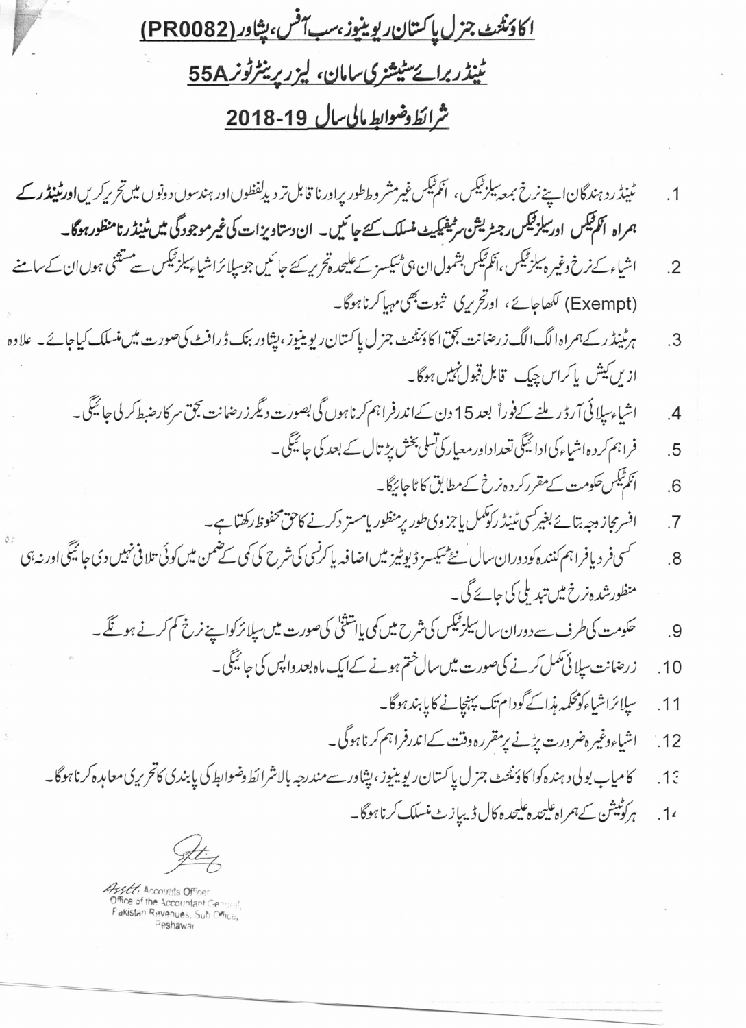# اکاؤنٹنٹ جنرل پاکستان ریونیوز، سب آفس، پشاور (PR0082)

## ٹینڈر برائے سٹیشنری سامان، لیزر پرینٹر ٹونر 55A

## شرائط وضوابط مالی سال 2018-19

1. ٹینڈر دہندگان اپنے نرخ بمعہ سیلز ٹیکس، انکم ٹیکس غیر مشروط طور پر اور نا قابل تردید لفظوں اور ہندسوں دونوں میں تحریر کریں **اور ٹینڈر کے ہمراہ انکم ٹیکس اور سیلز ٹیکس رجسٹریشن سرٹیفیکیٹ منسلک کئے جائیں۔ ان دستاویزات کی غیر موجودگی میں ٹینڈر نامنظور ہوگا۔**
2. اشیاء کے نرخ وغیرہ سیلز ٹیکس، انکم ٹیکس بشمول ان ہی ٹیکسز کے علیحدہ تحریر کئے جائیں جو سپلائر اشیاء سیلز ٹیکس سے مستثنی ہوں ان کے سامنے (Exempt) لکھا جائے، اور تحریری ثبوت بھی مہیا کرنا ہوگا۔
3. ہر ٹینڈر کے ہمراہ الگ الگ زرضمانت بحق اکاؤنٹنٹ جنرل پاکستان ریونیوز، پشاور بنک ڈرافٹ کی صورت میں منسلک کیا جائے۔ علاوہ ازیں کیش یا کراس چیک قابل قبول نہیں ہوگا۔
4. اشیاء سپلائی آرڈر ملنے کے فوراً بعد 15 دن کے اندر فراہم کرنا ہوں گی بصورت دیگر زرضمانت بحق سرکار ضبط کر لی جائیگی۔
5. فراہم کردہ اشیاء کی ادائیگی تعداد اور معیار کی تسلی بخش پڑتال کے بعد کی جائیگی۔
6. انکم ٹیکس حکومت کے مقرر کردہ نرخ کے مطابق کاٹا جائیگا۔
7. افسر مجاز وجہ بتائے بغیر کسی ٹینڈر کو مکمل یا جزوی طور پر منظور یا مسترد کرنے کا حق محفوظ رکھتا ہے۔
8. کسی فرد یا فراہم کنندہ کو دوران سال نئے ٹیکسز ڈیوٹیز میں اضافہ یا کرنسی کی شرح کی کمی کے ضمن میں کوئی تلافی نہیں دی جائیگی اور نہ ہی منظور شدہ نرخ میں تبدیلی کی جائے گی۔
9. حکومت کی طرف سے دوران سال سیلز ٹیکس کی شرح میں کمی یا استثنیٰ کی صورت میں سپلائر کو اپنے نرخ کم کرنے ہونگے۔
10. زرضمانت سپلائی مکمل کرنے کی صورت میں سال ختم ہونے کے ایک ماہ بعد واپس کی جائیگی۔
11. سپلائر اشیاء کو محکمہ ہذا کے گودام تک پہنچانے کا پابند ہوگا۔
12. اشیاء وغیرہ ضرورت پڑنے پر مقررہ وقت کے اندر فراہم کرنا ہوگی۔
13. کامیاب بولی دہندہ کو اکاؤنٹنٹ جنرل پاکستان ریونیوز، پشاور سے مندرجہ بالا شرائط وضوابط کی پابندی کا تحریری معاہدہ کرنا ہوگا۔
14. ہر کوٹیشن کے ہمراہ علیحدہ علیحدہ کال ڈیپازٹ منسلک کرنا ہوگا۔

Asstt. Accounts Officer
Office of the Accountant General,
Pakistan Revenues, Sub Office,
Peshawar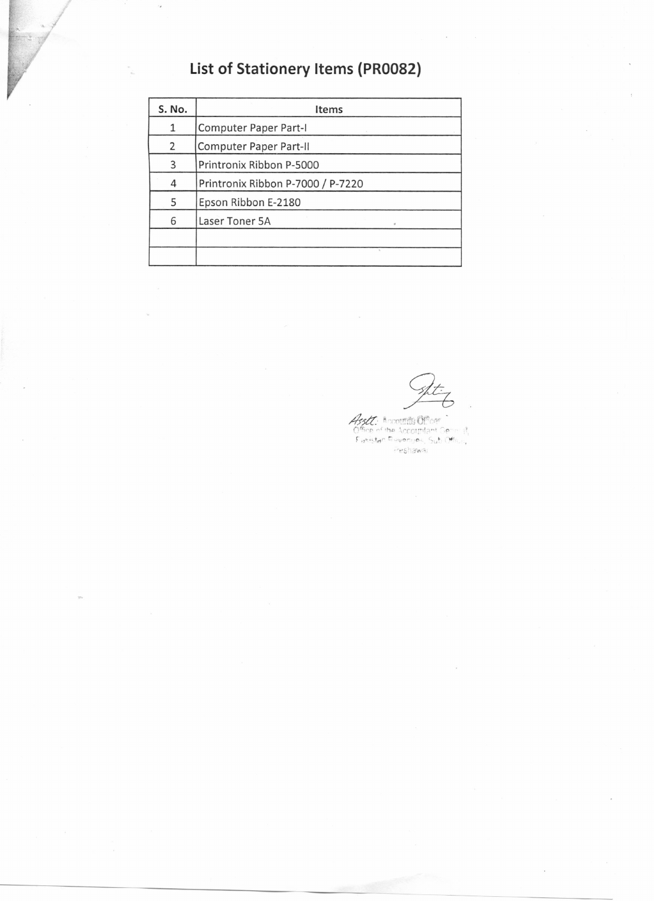# List of Stationery Items (PR0082)

| S. No. | Items |
|---|---|
| 1 | Computer Paper Part-I |
| 2 | Computer Paper Part-II |
| 3 | Printronix Ribbon P-5000 |
| 4 | Printronix Ribbon P-7000 / P-7220 |
| 5 | Epson Ribbon E-2180 |
| 6 | Laser Toner 5A |
| | |
| | |

Asstt. Accounts Officer
Office of the Accountant General
Pakistan Revenues, Sub Office,
Peshawar